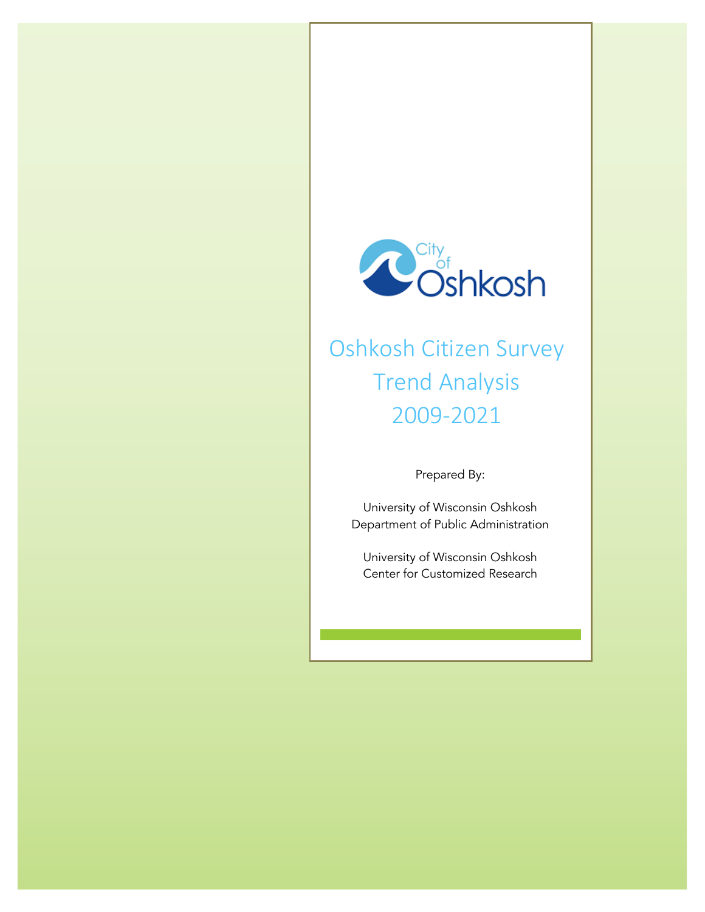City of Oshkosh

# Oshkosh Citizen Survey Trend Analysis 2009-2021

Prepared By:

University of Wisconsin Oshkosh
Department of Public Administration

University of Wisconsin Oshkosh
Center for Customized Research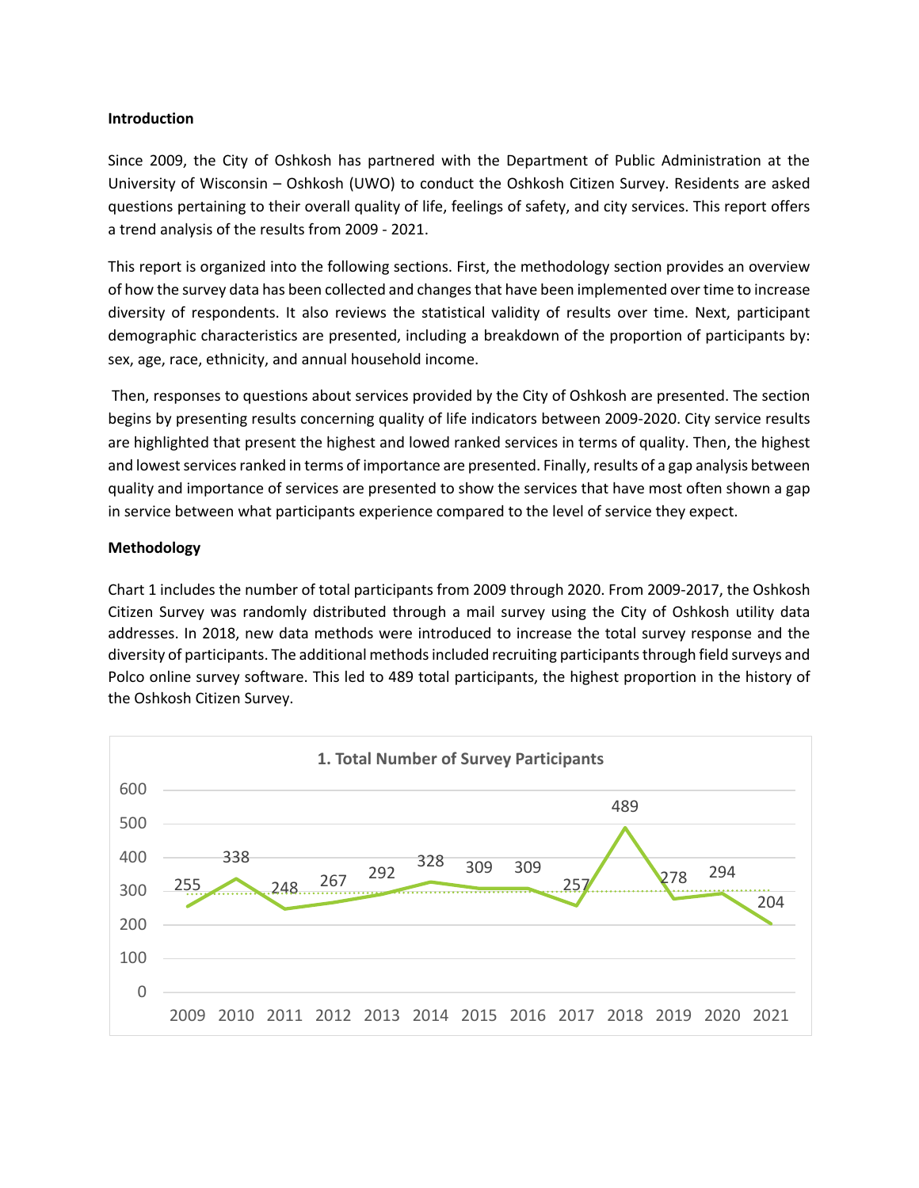**Introduction**

Since 2009, the City of Oshkosh has partnered with the Department of Public Administration at the University of Wisconsin – Oshkosh (UWO) to conduct the Oshkosh Citizen Survey. Residents are asked questions pertaining to their overall quality of life, feelings of safety, and city services. This report offers a trend analysis of the results from 2009 - 2021.

This report is organized into the following sections. First, the methodology section provides an overview of how the survey data has been collected and changes that have been implemented over time to increase diversity of respondents. It also reviews the statistical validity of results over time. Next, participant demographic characteristics are presented, including a breakdown of the proportion of participants by: sex, age, race, ethnicity, and annual household income.

Then, responses to questions about services provided by the City of Oshkosh are presented. The section begins by presenting results concerning quality of life indicators between 2009-2020. City service results are highlighted that present the highest and lowed ranked services in terms of quality. Then, the highest and lowest services ranked in terms of importance are presented. Finally, results of a gap analysis between quality and importance of services are presented to show the services that have most often shown a gap in service between what participants experience compared to the level of service they expect.

**Methodology**

Chart 1 includes the number of total participants from 2009 through 2020. From 2009-2017, the Oshkosh Citizen Survey was randomly distributed through a mail survey using the City of Oshkosh utility data addresses. In 2018, new data methods were introduced to increase the total survey response and the diversity of participants. The additional methods included recruiting participants through field surveys and Polco online survey software. This led to 489 total participants, the highest proportion in the history of the Oshkosh Citizen Survey.

**1. Total Number of Survey Participants**

| Year | 2009 | 2010 | 2011 | 2012 | 2013 | 2014 | 2015 | 2016 | 2017 | 2018 | 2019 | 2020 | 2021 |
|---|---|---|---|---|---|---|---|---|---|---|---|---|---|
| Participants | 255 | 338 | 248 | 267 | 292 | 328 | 309 | 309 | 257 | 489 | 278 | 294 | 204 |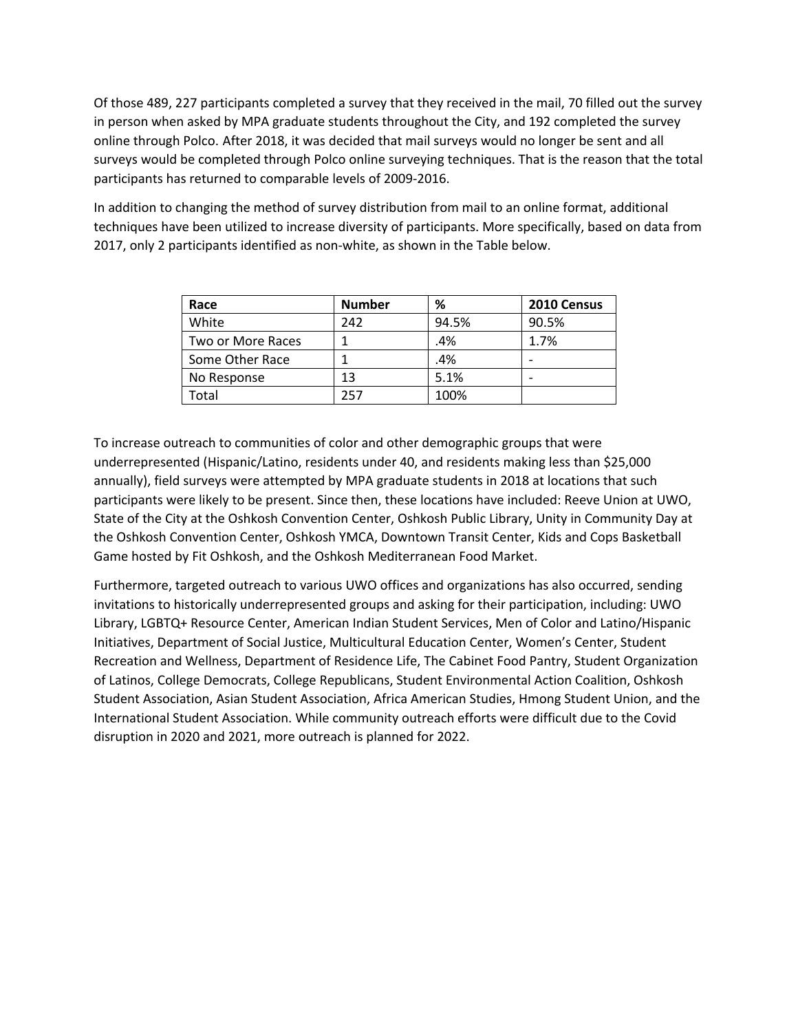Of those 489, 227 participants completed a survey that they received in the mail, 70 filled out the survey in person when asked by MPA graduate students throughout the City, and 192 completed the survey online through Polco. After 2018, it was decided that mail surveys would no longer be sent and all surveys would be completed through Polco online surveying techniques. That is the reason that the total participants has returned to comparable levels of 2009-2016.

In addition to changing the method of survey distribution from mail to an online format, additional techniques have been utilized to increase diversity of participants. More specifically, based on data from 2017, only 2 participants identified as non-white, as shown in the Table below.

| Race | Number | % | 2010 Census |
|---|---|---|---|
| White | 242 | 94.5% | 90.5% |
| Two or More Races | 1 | .4% | 1.7% |
| Some Other Race | 1 | .4% | - |
| No Response | 13 | 5.1% | - |
| Total | 257 | 100% | |

To increase outreach to communities of color and other demographic groups that were underrepresented (Hispanic/Latino, residents under 40, and residents making less than $25,000 annually), field surveys were attempted by MPA graduate students in 2018 at locations that such participants were likely to be present. Since then, these locations have included: Reeve Union at UWO, State of the City at the Oshkosh Convention Center, Oshkosh Public Library, Unity in Community Day at the Oshkosh Convention Center, Oshkosh YMCA, Downtown Transit Center, Kids and Cops Basketball Game hosted by Fit Oshkosh, and the Oshkosh Mediterranean Food Market.

Furthermore, targeted outreach to various UWO offices and organizations has also occurred, sending invitations to historically underrepresented groups and asking for their participation, including: UWO Library, LGBTQ+ Resource Center, American Indian Student Services, Men of Color and Latino/Hispanic Initiatives, Department of Social Justice, Multicultural Education Center, Women's Center, Student Recreation and Wellness, Department of Residence Life, The Cabinet Food Pantry, Student Organization of Latinos, College Democrats, College Republicans, Student Environmental Action Coalition, Oshkosh Student Association, Asian Student Association, Africa American Studies, Hmong Student Union, and the International Student Association. While community outreach efforts were difficult due to the Covid disruption in 2020 and 2021, more outreach is planned for 2022.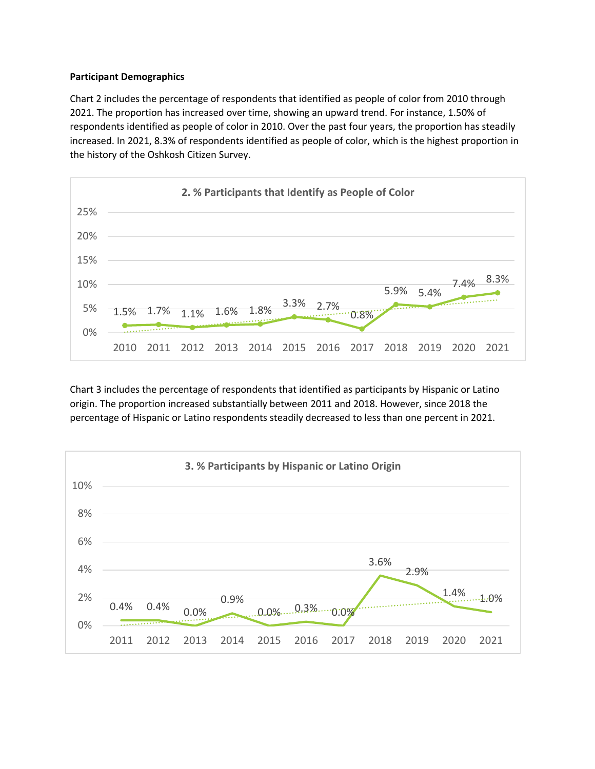**Participant Demographics**

Chart 2 includes the percentage of respondents that identified as people of color from 2010 through 2021. The proportion has increased over time, showing an upward trend. For instance, 1.50% of respondents identified as people of color in 2010. Over the past four years, the proportion has steadily increased. In 2021, 8.3% of respondents identified as people of color, which is the highest proportion in the history of the Oshkosh Citizen Survey.

**2. % Participants that Identify as People of Color**

| Year | % |
|---|---|
| 2010 | 1.5% |
| 2011 | 1.7% |
| 2012 | 1.1% |
| 2013 | 1.6% |
| 2014 | 1.8% |
| 2015 | 3.3% |
| 2016 | 2.7% |
| 2017 | 0.8% |
| 2018 | 5.9% |
| 2019 | 5.4% |
| 2020 | 7.4% |
| 2021 | 8.3% |

Chart 3 includes the percentage of respondents that identified as participants by Hispanic or Latino origin. The proportion increased substantially between 2011 and 2018. However, since 2018 the percentage of Hispanic or Latino respondents steadily decreased to less than one percent in 2021.

**3. % Participants by Hispanic or Latino Origin**

| Year | % |
|---|---|
| 2011 | 0.4% |
| 2012 | 0.4% |
| 2013 | 0.0% |
| 2014 | 0.9% |
| 2015 | 0.0% |
| 2016 | 0.3% |
| 2017 | 0.0% |
| 2018 | 3.6% |
| 2019 | 2.9% |
| 2020 | 1.4% |
| 2021 | 1.0% |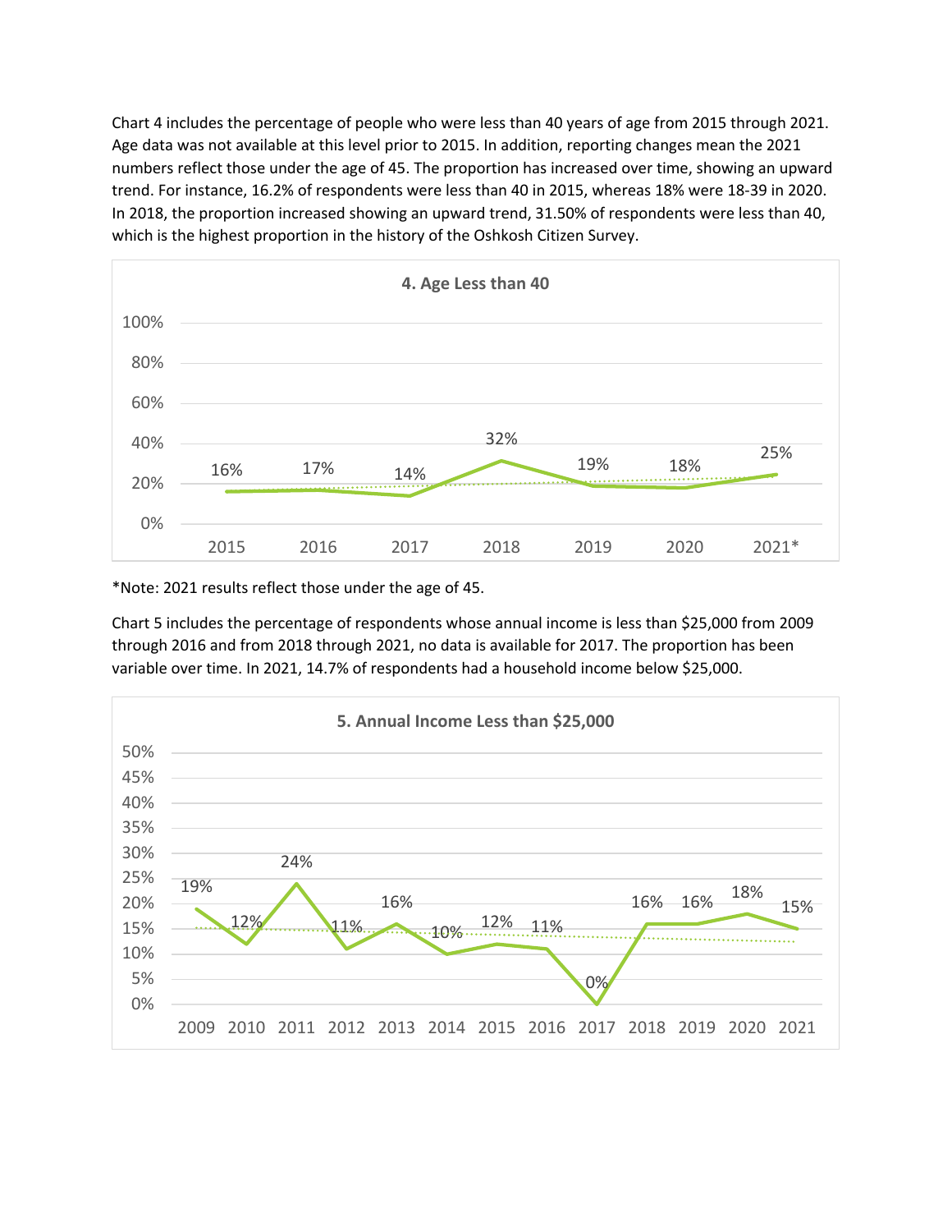Chart 4 includes the percentage of people who were less than 40 years of age from 2015 through 2021. Age data was not available at this level prior to 2015. In addition, reporting changes mean the 2021 numbers reflect those under the age of 45. The proportion has increased over time, showing an upward trend. For instance, 16.2% of respondents were less than 40 in 2015, whereas 18% were 18-39 in 2020. In 2018, the proportion increased showing an upward trend, 31.50% of respondents were less than 40, which is the highest proportion in the history of the Oshkosh Citizen Survey.

**4. Age Less than 40**

| Year | Percentage |
|---|---|
| 2015 | 16% |
| 2016 | 17% |
| 2017 | 14% |
| 2018 | 32% |
| 2019 | 19% |
| 2020 | 18% |
| 2021* | 25% |

*Note: 2021 results reflect those under the age of 45.

Chart 5 includes the percentage of respondents whose annual income is less than $25,000 from 2009 through 2016 and from 2018 through 2021, no data is available for 2017. The proportion has been variable over time. In 2021, 14.7% of respondents had a household income below $25,000.

**5. Annual Income Less than $25,000**

| Year | Percentage |
|---|---|
| 2009 | 19% |
| 2010 | 12% |
| 2011 | 24% |
| 2012 | 11% |
| 2013 | 16% |
| 2014 | 10% |
| 2015 | 12% |
| 2016 | 11% |
| 2017 | 0% |
| 2018 | 16% |
| 2019 | 16% |
| 2020 | 18% |
| 2021 | 15% |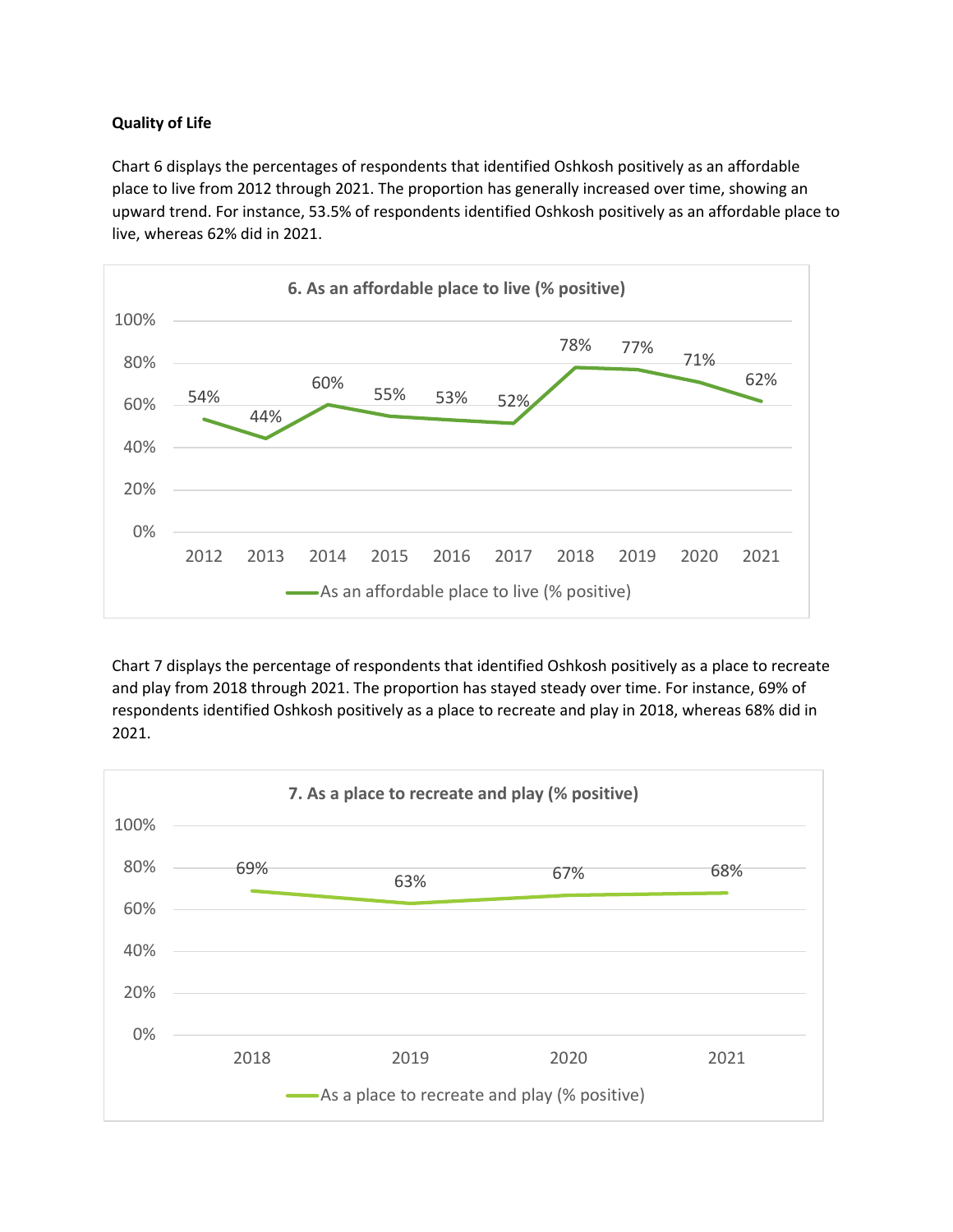**Quality of Life**

Chart 6 displays the percentages of respondents that identified Oshkosh positively as an affordable place to live from 2012 through 2021. The proportion has generally increased over time, showing an upward trend. For instance, 53.5% of respondents identified Oshkosh positively as an affordable place to live, whereas 62% did in 2021.

**6. As an affordable place to live (% positive)**

| Year | As an affordable place to live (% positive) |
|---|---|
| 2012 | 54% |
| 2013 | 44% |
| 2014 | 60% |
| 2015 | 55% |
| 2016 | 53% |
| 2017 | 52% |
| 2018 | 78% |
| 2019 | 77% |
| 2020 | 71% |
| 2021 | 62% |

Chart 7 displays the percentage of respondents that identified Oshkosh positively as a place to recreate and play from 2018 through 2021. The proportion has stayed steady over time. For instance, 69% of respondents identified Oshkosh positively as a place to recreate and play in 2018, whereas 68% did in 2021.

**7. As a place to recreate and play (% positive)**

| Year | As a place to recreate and play (% positive) |
|---|---|
| 2018 | 69% |
| 2019 | 63% |
| 2020 | 67% |
| 2021 | 68% |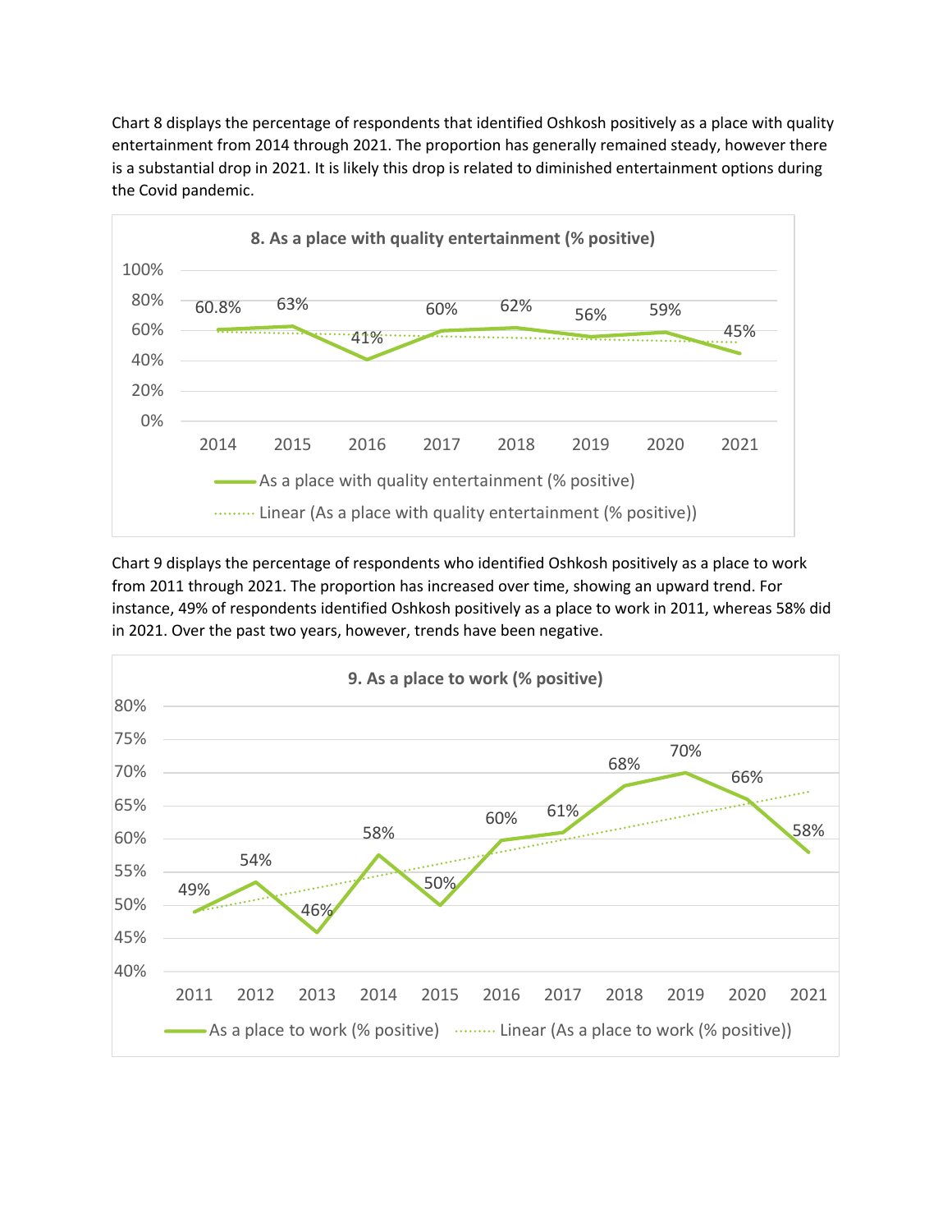Chart 8 displays the percentage of respondents that identified Oshkosh positively as a place with quality entertainment from 2014 through 2021. The proportion has generally remained steady, however there is a substantial drop in 2021. It is likely this drop is related to diminished entertainment options during the Covid pandemic.

**8. As a place with quality entertainment (% positive)**

| Year | As a place with quality entertainment (% positive) |
|---|---|
| 2014 | 60.8% |
| 2015 | 63% |
| 2016 | 41% |
| 2017 | 60% |
| 2018 | 62% |
| 2019 | 56% |
| 2020 | 59% |
| 2021 | 45% |

Chart 9 displays the percentage of respondents who identified Oshkosh positively as a place to work from 2011 through 2021. The proportion has increased over time, showing an upward trend. For instance, 49% of respondents identified Oshkosh positively as a place to work in 2011, whereas 58% did in 2021. Over the past two years, however, trends have been negative.

**9. As a place to work (% positive)**

| Year | As a place to work (% positive) |
|---|---|
| 2011 | 49% |
| 2012 | 54% |
| 2013 | 46% |
| 2014 | 58% |
| 2015 | 50% |
| 2016 | 60% |
| 2017 | 61% |
| 2018 | 68% |
| 2019 | 70% |
| 2020 | 66% |
| 2021 | 58% |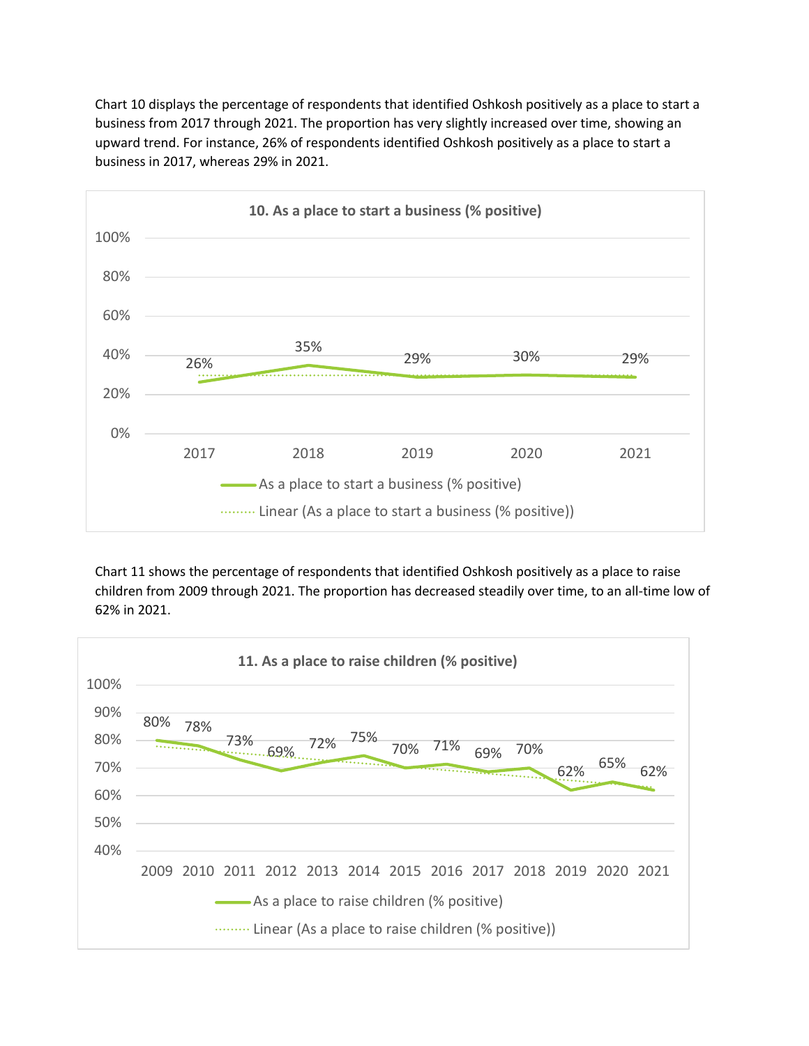Chart 10 displays the percentage of respondents that identified Oshkosh positively as a place to start a business from 2017 through 2021. The proportion has very slightly increased over time, showing an upward trend. For instance, 26% of respondents identified Oshkosh positively as a place to start a business in 2017, whereas 29% in 2021.

**10. As a place to start a business (% positive)**

| Year | As a place to start a business (% positive) |
|---|---|
| 2017 | 26% |
| 2018 | 35% |
| 2019 | 29% |
| 2020 | 30% |
| 2021 | 29% |

Chart 11 shows the percentage of respondents that identified Oshkosh positively as a place to raise children from 2009 through 2021. The proportion has decreased steadily over time, to an all-time low of 62% in 2021.

**11. As a place to raise children (% positive)**

| Year | As a place to raise children (% positive) |
|---|---|
| 2009 | 80% |
| 2010 | 78% |
| 2011 | 73% |
| 2012 | 69% |
| 2013 | 72% |
| 2014 | 75% |
| 2015 | 70% |
| 2016 | 71% |
| 2017 | 69% |
| 2018 | 70% |
| 2019 | 62% |
| 2020 | 65% |
| 2021 | 62% |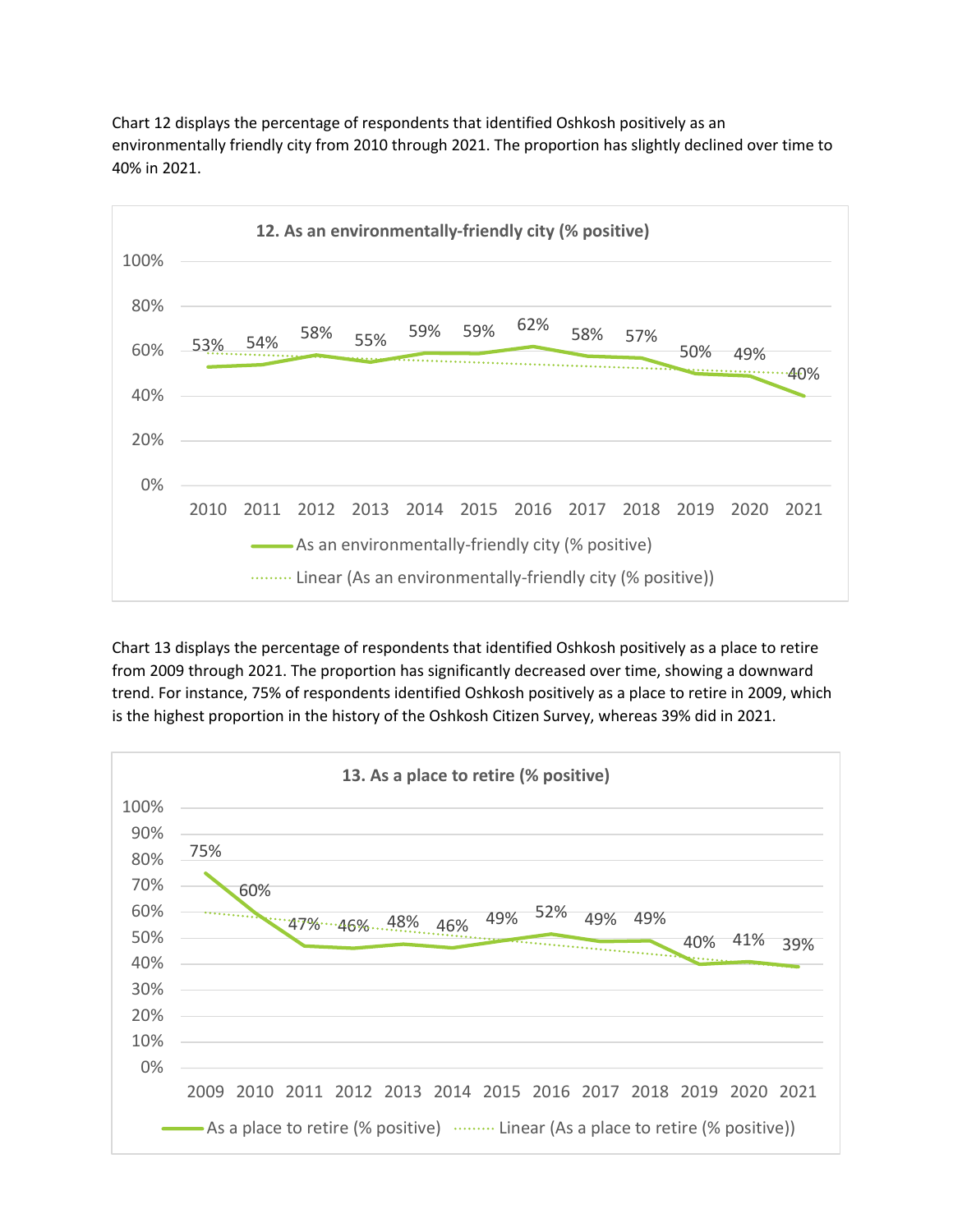Chart 12 displays the percentage of respondents that identified Oshkosh positively as an environmentally friendly city from 2010 through 2021. The proportion has slightly declined over time to 40% in 2021.

**12. As an environmentally-friendly city (% positive)**

| Year | 2010 | 2011 | 2012 | 2013 | 2014 | 2015 | 2016 | 2017 | 2018 | 2019 | 2020 | 2021 |
|---|---|---|---|---|---|---|---|---|---|---|---|---|
| As an environmentally-friendly city (% positive) | 53% | 54% | 58% | 55% | 59% | 59% | 62% | 58% | 57% | 50% | 49% | 40% |

Chart 13 displays the percentage of respondents that identified Oshkosh positively as a place to retire from 2009 through 2021. The proportion has significantly decreased over time, showing a downward trend. For instance, 75% of respondents identified Oshkosh positively as a place to retire in 2009, which is the highest proportion in the history of the Oshkosh Citizen Survey, whereas 39% did in 2021.

**13. As a place to retire (% positive)**

| Year | 2009 | 2010 | 2011 | 2012 | 2013 | 2014 | 2015 | 2016 | 2017 | 2018 | 2019 | 2020 | 2021 |
|---|---|---|---|---|---|---|---|---|---|---|---|---|---|
| As a place to retire (% positive) | 75% | 60% | 47% | 46% | 48% | 46% | 49% | 52% | 49% | 49% | 40% | 41% | 39% |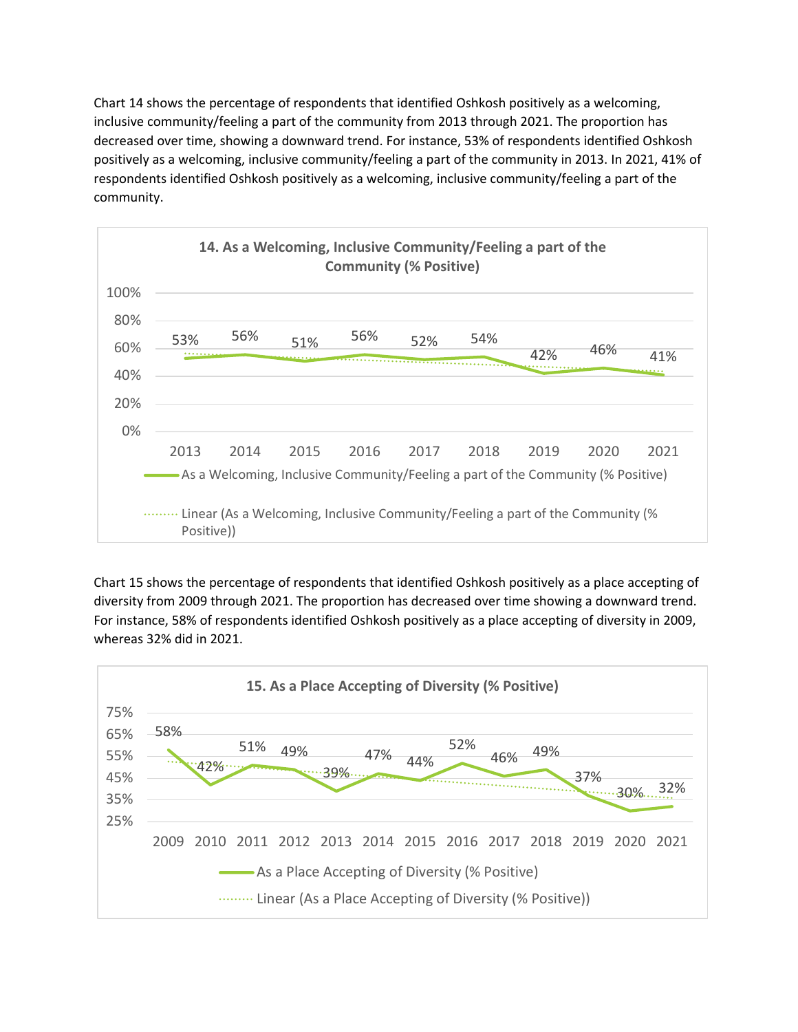Chart 14 shows the percentage of respondents that identified Oshkosh positively as a welcoming, inclusive community/feeling a part of the community from 2013 through 2021. The proportion has decreased over time, showing a downward trend. For instance, 53% of respondents identified Oshkosh positively as a welcoming, inclusive community/feeling a part of the community in 2013. In 2021, 41% of respondents identified Oshkosh positively as a welcoming, inclusive community/feeling a part of the community.

**14. As a Welcoming, Inclusive Community/Feeling a part of the Community (% Positive)**

100%
80%
60%
40%
20%
0%

53% 56% 51% 56% 52% 54% 42% 46% 41%

2013 2014 2015 2016 2017 2018 2019 2020 2021

As a Welcoming, Inclusive Community/Feeling a part of the Community (% Positive)

Linear (As a Welcoming, Inclusive Community/Feeling a part of the Community (% Positive))

Chart 15 shows the percentage of respondents that identified Oshkosh positively as a place accepting of diversity from 2009 through 2021. The proportion has decreased over time showing a downward trend. For instance, 58% of respondents identified Oshkosh positively as a place accepting of diversity in 2009, whereas 32% did in 2021.

**15. As a Place Accepting of Diversity (% Positive)**

75%
65%
55%
45%
35%
25%

58% 42% 51% 49% 39% 47% 44% 52% 46% 49% 37% 30% 32%

2009 2010 2011 2012 2013 2014 2015 2016 2017 2018 2019 2020 2021

As a Place Accepting of Diversity (% Positive)

Linear (As a Place Accepting of Diversity (% Positive))